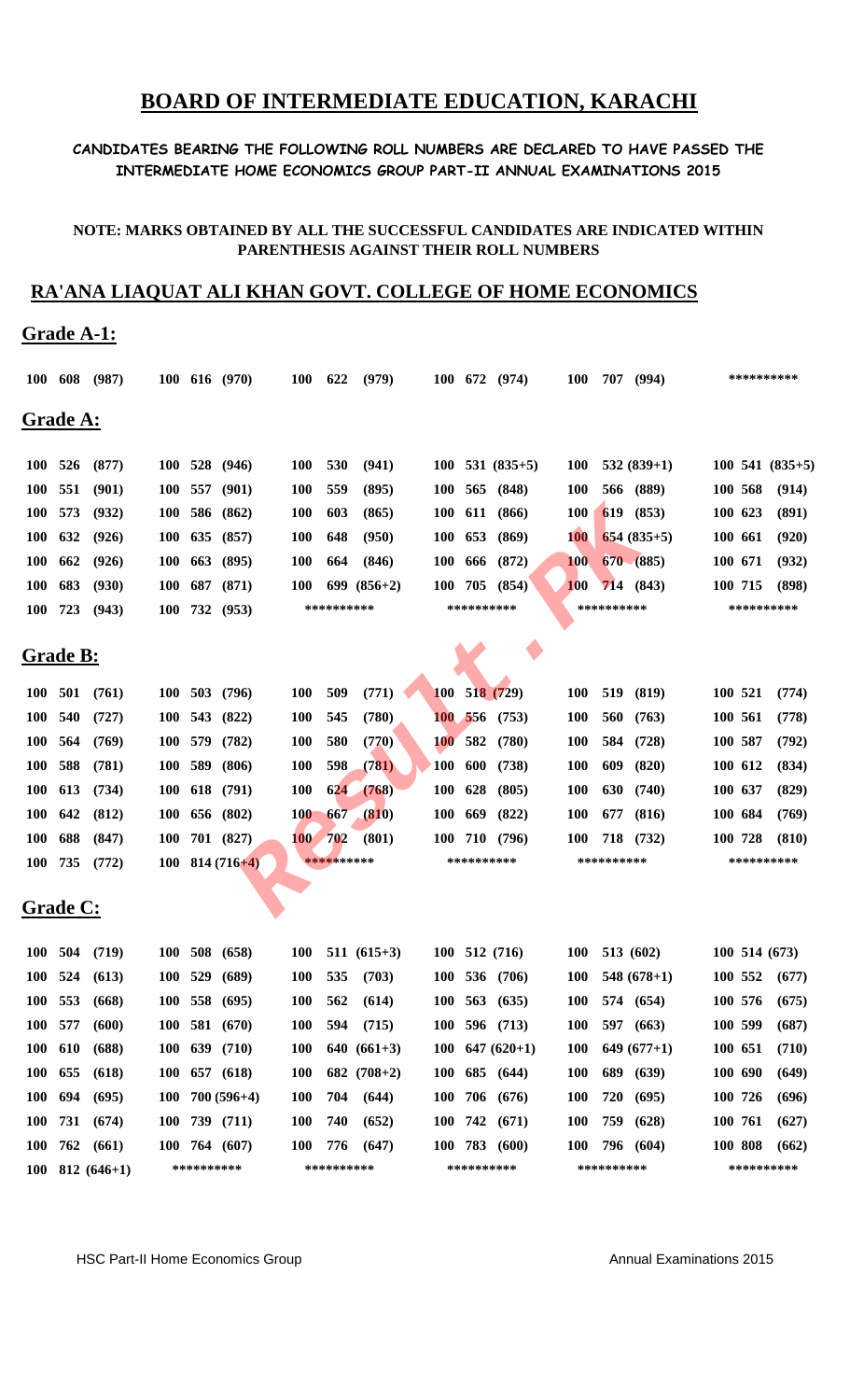# BOARD OF INTERMEDIATE EDUCATION, KARACHI

**CANDIDATES BEARING THE FOLLOWING ROLL NUMBERS ARE DECLARED TO HAVE PASSED THE INTERMEDIATE HOME ECONOMICS GROUP PART-II ANNUAL EXAMINATIONS 2015**

**NOTE: MARKS OBTAINED BY ALL THE SUCCESSFUL CANDIDATES ARE INDICATED WITHIN PARENTHESIS AGAINST THEIR ROLL NUMBERS**

## RA'ANA LIAQUAT ALI KHAN GOVT. COLLEGE OF HOME ECONOMICS

### Grade A-1:

| | | | | | |
|---|---|---|---|---|---|
| 100 608 (987) | 100 616 (970) | 100 622 (979) | 100 672 (974) | 100 707 (994) | ********** |

### Grade A:

| | | | | | |
|---|---|---|---|---|---|
| 100 526 (877) | 100 528 (946) | 100 530 (941) | 100 531 (835+5) | 100 532 (839+1) | 100 541 (835+5) |
| 100 551 (901) | 100 557 (901) | 100 559 (895) | 100 565 (848) | 100 566 (889) | 100 568 (914) |
| 100 573 (932) | 100 586 (862) | 100 603 (865) | 100 611 (866) | 100 619 (853) | 100 623 (891) |
| 100 632 (926) | 100 635 (857) | 100 648 (950) | 100 653 (869) | 100 654 (835+5) | 100 661 (920) |
| 100 662 (926) | 100 663 (895) | 100 664 (846) | 100 666 (872) | 100 670 (885) | 100 671 (932) |
| 100 683 (930) | 100 687 (871) | 100 699 (856+2) | 100 705 (854) | 100 714 (843) | 100 715 (898) |
| 100 723 (943) | 100 732 (953) | ********** | ********** | ********** | ********** |

### Grade B:

| | | | | | |
|---|---|---|---|---|---|
| 100 501 (761) | 100 503 (796) | 100 509 (771) | 100 518 (729) | 100 519 (819) | 100 521 (774) |
| 100 540 (727) | 100 543 (822) | 100 545 (780) | 100 556 (753) | 100 560 (763) | 100 561 (778) |
| 100 564 (769) | 100 579 (782) | 100 580 (770) | 100 582 (780) | 100 584 (728) | 100 587 (792) |
| 100 588 (781) | 100 589 (806) | 100 598 (781) | 100 600 (738) | 100 609 (820) | 100 612 (834) |
| 100 613 (734) | 100 618 (791) | 100 624 (768) | 100 628 (805) | 100 630 (740) | 100 637 (829) |
| 100 642 (812) | 100 656 (802) | 100 667 (810) | 100 669 (822) | 100 677 (816) | 100 684 (769) |
| 100 688 (847) | 100 701 (827) | 100 702 (801) | 100 710 (796) | 100 718 (732) | 100 728 (810) |
| 100 735 (772) | 100 814 (716+4) | ********** | ********** | ********** | ********** |

### Grade C:

| | | | | | |
|---|---|---|---|---|---|
| 100 504 (719) | 100 508 (658) | 100 511 (615+3) | 100 512 (716) | 100 513 (602) | 100 514 (673) |
| 100 524 (613) | 100 529 (689) | 100 535 (703) | 100 536 (706) | 100 548 (678+1) | 100 552 (677) |
| 100 553 (668) | 100 558 (695) | 100 562 (614) | 100 563 (635) | 100 574 (654) | 100 576 (675) |
| 100 577 (600) | 100 581 (670) | 100 594 (715) | 100 596 (713) | 100 597 (663) | 100 599 (687) |
| 100 610 (688) | 100 639 (710) | 100 640 (661+3) | 100 647 (620+1) | 100 649 (677+1) | 100 651 (710) |
| 100 655 (618) | 100 657 (618) | 100 682 (708+2) | 100 685 (644) | 100 689 (639) | 100 690 (649) |
| 100 694 (695) | 100 700 (596+4) | 100 704 (644) | 100 706 (676) | 100 720 (695) | 100 726 (696) |
| 100 731 (674) | 100 739 (711) | 100 740 (652) | 100 742 (671) | 100 759 (628) | 100 761 (627) |
| 100 762 (661) | 100 764 (607) | 100 776 (647) | 100 783 (600) | 100 796 (604) | 100 808 (662) |
| 100 812 (646+1) | ********** | ********** | ********** | ********** | ********** |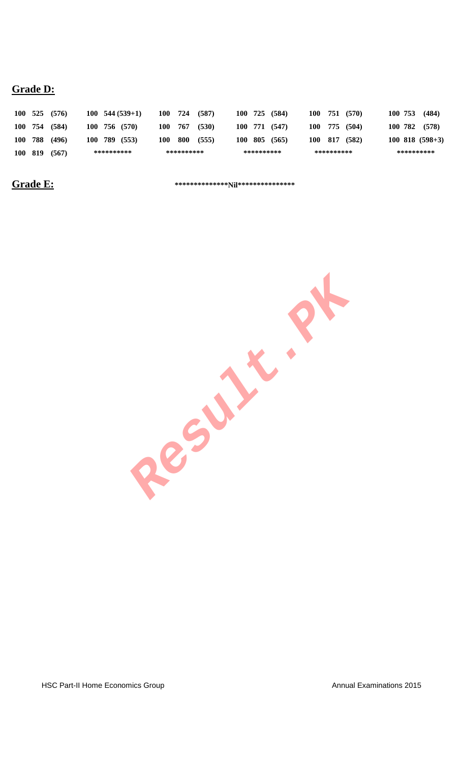## Grade D:

| | | | | | |
|---|---|---|---|---|---|
| **100 525 (576)** | **100 544 (539+1)** | **100 724 (587)** | **100 725 (584)** | **100 751 (570)** | **100 753 (484)** |
| **100 754 (584)** | **100 756 (570)** | **100 767 (530)** | **100 771 (547)** | **100 775 (504)** | **100 782 (578)** |
| **100 788 (496)** | **100 789 (553)** | **100 800 (555)** | **100 805 (565)** | **100 817 (582)** | **100 818 (598+3)** |
| **100 819 (567)** | ********** | ********** | ********** | ********** | ********** |

## Grade E:

**************Nil***************

HSC Part-II Home Economics Group — Annual Examinations 2015